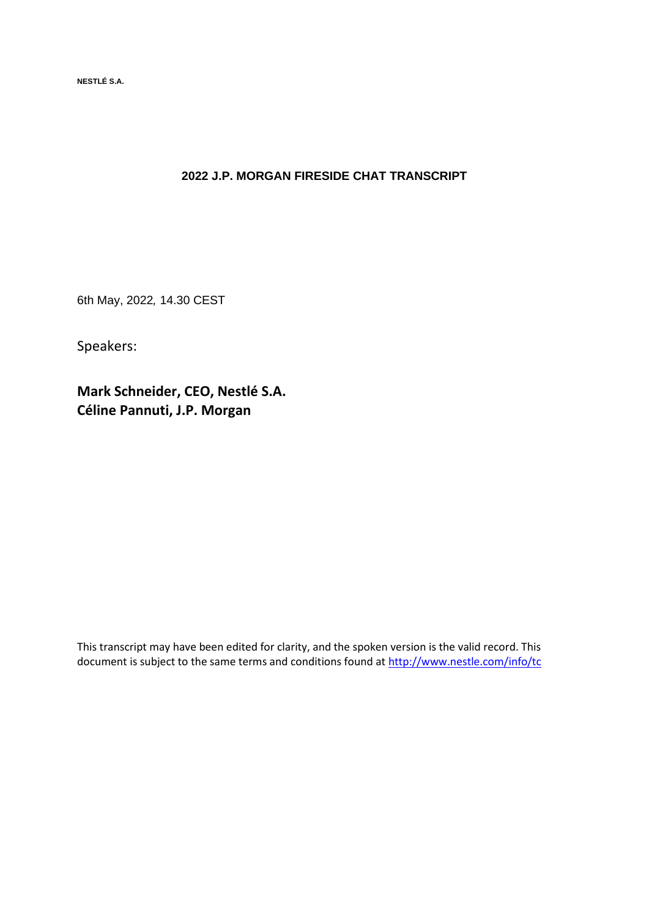NESTLÉ S.A.

# 2022 J.P. MORGAN FIRESIDE CHAT TRANSCRIPT

6th May, 2022, 14.30 CEST

Speakers:

**Mark Schneider, CEO, Nestlé S.A.**
**Céline Pannuti, J.P. Morgan**

This transcript may have been edited for clarity, and the spoken version is the valid record. This document is subject to the same terms and conditions found at http://www.nestle.com/info/tc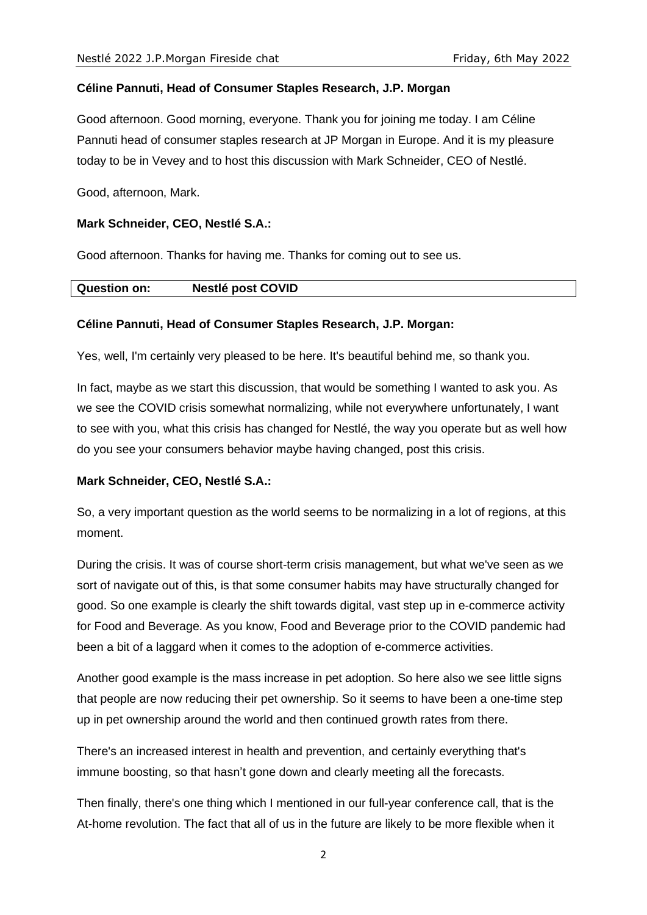**Céline Pannuti, Head of Consumer Staples Research, J.P. Morgan**

Good afternoon. Good morning, everyone. Thank you for joining me today. I am Céline Pannuti head of consumer staples research at JP Morgan in Europe. And it is my pleasure today to be in Vevey and to host this discussion with Mark Schneider, CEO of Nestlé.

Good, afternoon, Mark.

**Mark Schneider, CEO, Nestlé S.A.:**

Good afternoon. Thanks for having me. Thanks for coming out to see us.

| **Question on:** | **Nestlé post COVID** |
|---|---|

**Céline Pannuti, Head of Consumer Staples Research, J.P. Morgan:**

Yes, well, I'm certainly very pleased to be here. It's beautiful behind me, so thank you.

In fact, maybe as we start this discussion, that would be something I wanted to ask you. As we see the COVID crisis somewhat normalizing, while not everywhere unfortunately, I want to see with you, what this crisis has changed for Nestlé, the way you operate but as well how do you see your consumers behavior maybe having changed, post this crisis.

**Mark Schneider, CEO, Nestlé S.A.:**

So, a very important question as the world seems to be normalizing in a lot of regions, at this moment.

During the crisis. It was of course short-term crisis management, but what we've seen as we sort of navigate out of this, is that some consumer habits may have structurally changed for good. So one example is clearly the shift towards digital, vast step up in e-commerce activity for Food and Beverage. As you know, Food and Beverage prior to the COVID pandemic had been a bit of a laggard when it comes to the adoption of e-commerce activities.

Another good example is the mass increase in pet adoption. So here also we see little signs that people are now reducing their pet ownership. So it seems to have been a one-time step up in pet ownership around the world and then continued growth rates from there.

There's an increased interest in health and prevention, and certainly everything that's immune boosting, so that hasn't gone down and clearly meeting all the forecasts.

Then finally, there's one thing which I mentioned in our full-year conference call, that is the At-home revolution. The fact that all of us in the future are likely to be more flexible when it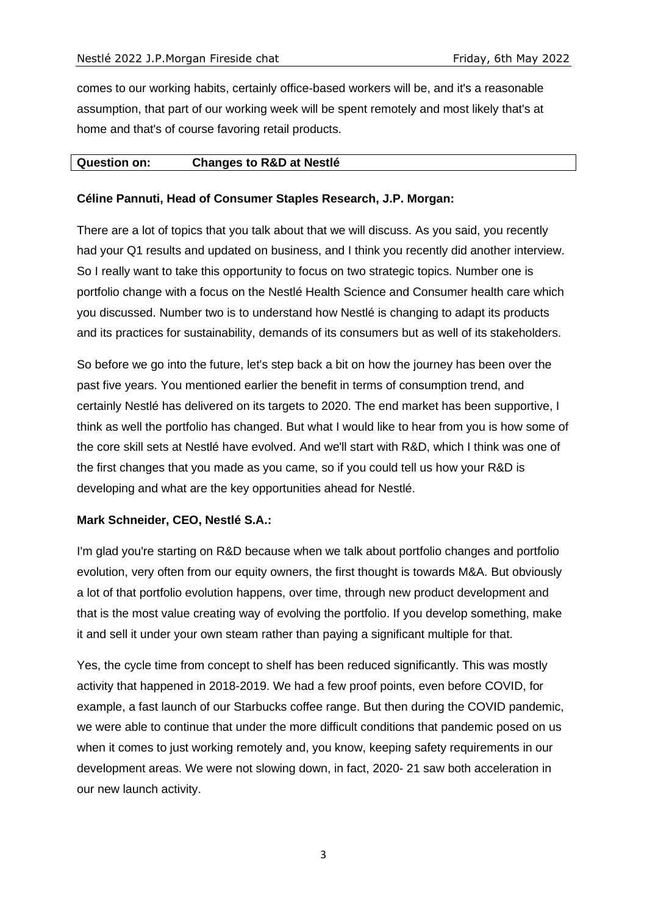comes to our working habits, certainly office-based workers will be, and it's a reasonable assumption, that part of our working week will be spent remotely and most likely that's at home and that's of course favoring retail products.

| **Question on:** | **Changes to R&D at Nestlé** |
|---|---|

**Céline Pannuti, Head of Consumer Staples Research, J.P. Morgan:**

There are a lot of topics that you talk about that we will discuss. As you said, you recently had your Q1 results and updated on business, and I think you recently did another interview. So I really want to take this opportunity to focus on two strategic topics. Number one is portfolio change with a focus on the Nestlé Health Science and Consumer health care which you discussed. Number two is to understand how Nestlé is changing to adapt its products and its practices for sustainability, demands of its consumers but as well of its stakeholders.

So before we go into the future, let's step back a bit on how the journey has been over the past five years. You mentioned earlier the benefit in terms of consumption trend, and certainly Nestlé has delivered on its targets to 2020. The end market has been supportive, I think as well the portfolio has changed. But what I would like to hear from you is how some of the core skill sets at Nestlé have evolved. And we'll start with R&D, which I think was one of the first changes that you made as you came, so if you could tell us how your R&D is developing and what are the key opportunities ahead for Nestlé.

**Mark Schneider, CEO, Nestlé S.A.:**

I'm glad you're starting on R&D because when we talk about portfolio changes and portfolio evolution, very often from our equity owners, the first thought is towards M&A. But obviously a lot of that portfolio evolution happens, over time, through new product development and that is the most value creating way of evolving the portfolio. If you develop something, make it and sell it under your own steam rather than paying a significant multiple for that.

Yes, the cycle time from concept to shelf has been reduced significantly. This was mostly activity that happened in 2018-2019. We had a few proof points, even before COVID, for example, a fast launch of our Starbucks coffee range. But then during the COVID pandemic, we were able to continue that under the more difficult conditions that pandemic posed on us when it comes to just working remotely and, you know, keeping safety requirements in our development areas. We were not slowing down, in fact, 2020- 21 saw both acceleration in our new launch activity.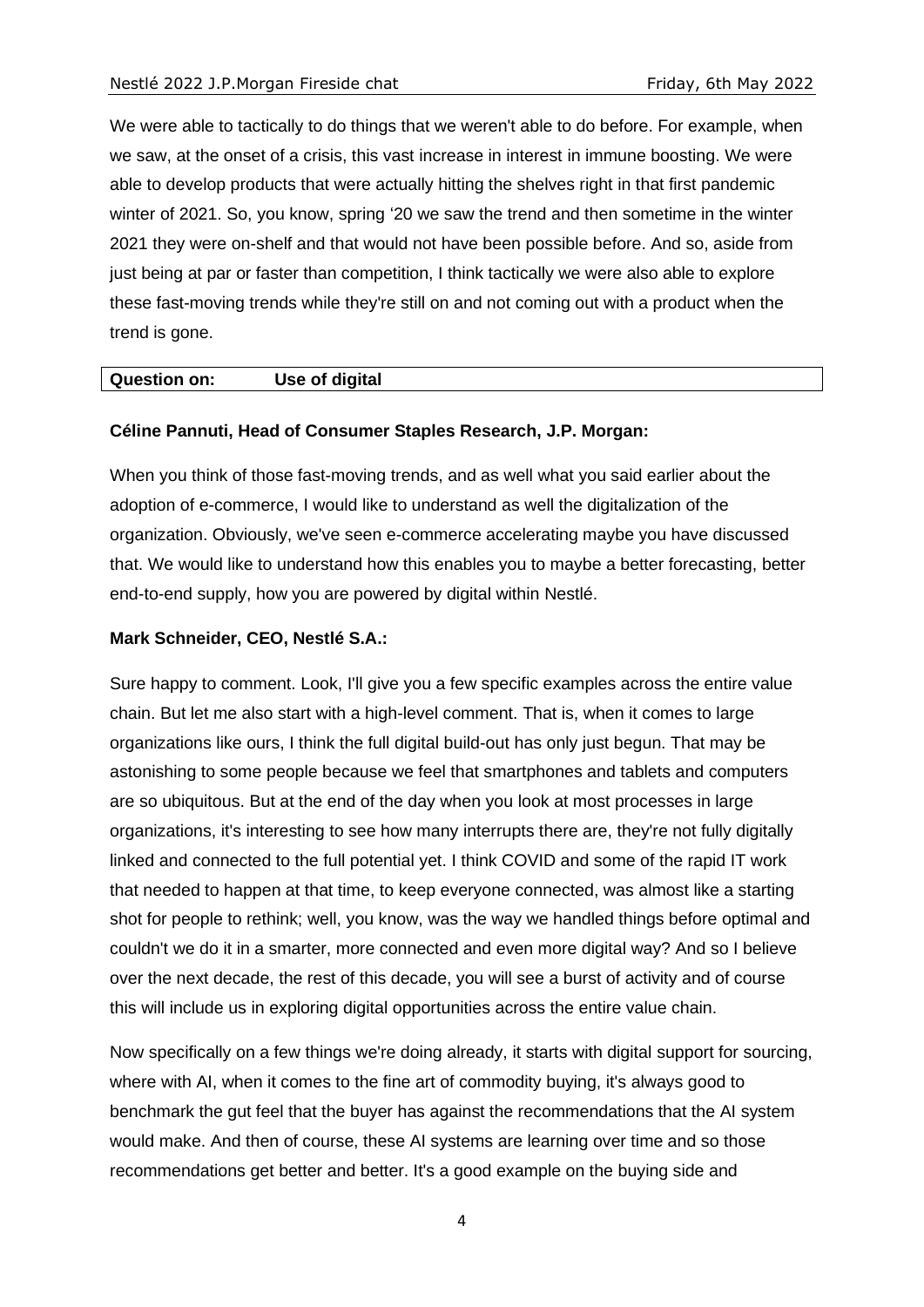We were able to tactically to do things that we weren't able to do before. For example, when we saw, at the onset of a crisis, this vast increase in interest in immune boosting. We were able to develop products that were actually hitting the shelves right in that first pandemic winter of 2021. So, you know, spring '20 we saw the trend and then sometime in the winter 2021 they were on-shelf and that would not have been possible before. And so, aside from just being at par or faster than competition, I think tactically we were also able to explore these fast-moving trends while they're still on and not coming out with a product when the trend is gone.

| **Question on:** | **Use of digital** |
|---|---|

**Céline Pannuti, Head of Consumer Staples Research, J.P. Morgan:**

When you think of those fast-moving trends, and as well what you said earlier about the adoption of e-commerce, I would like to understand as well the digitalization of the organization. Obviously, we've seen e-commerce accelerating maybe you have discussed that. We would like to understand how this enables you to maybe a better forecasting, better end-to-end supply, how you are powered by digital within Nestlé.

**Mark Schneider, CEO, Nestlé S.A.:**

Sure happy to comment. Look, I'll give you a few specific examples across the entire value chain. But let me also start with a high-level comment. That is, when it comes to large organizations like ours, I think the full digital build-out has only just begun. That may be astonishing to some people because we feel that smartphones and tablets and computers are so ubiquitous. But at the end of the day when you look at most processes in large organizations, it's interesting to see how many interrupts there are, they're not fully digitally linked and connected to the full potential yet. I think COVID and some of the rapid IT work that needed to happen at that time, to keep everyone connected, was almost like a starting shot for people to rethink; well, you know, was the way we handled things before optimal and couldn't we do it in a smarter, more connected and even more digital way? And so I believe over the next decade, the rest of this decade, you will see a burst of activity and of course this will include us in exploring digital opportunities across the entire value chain.

Now specifically on a few things we're doing already, it starts with digital support for sourcing, where with AI, when it comes to the fine art of commodity buying, it's always good to benchmark the gut feel that the buyer has against the recommendations that the AI system would make. And then of course, these AI systems are learning over time and so those recommendations get better and better. It's a good example on the buying side and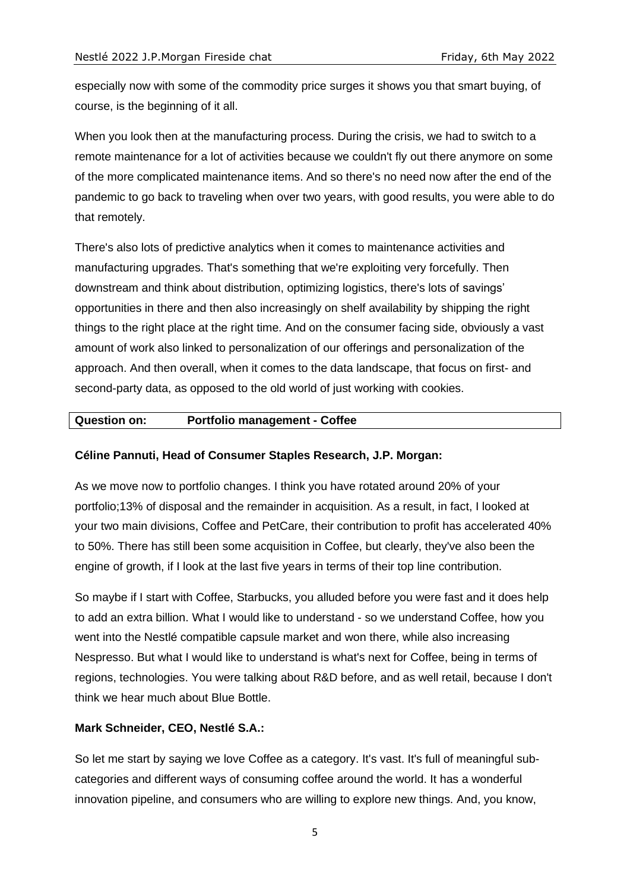especially now with some of the commodity price surges it shows you that smart buying, of course, is the beginning of it all.

When you look then at the manufacturing process. During the crisis, we had to switch to a remote maintenance for a lot of activities because we couldn't fly out there anymore on some of the more complicated maintenance items. And so there's no need now after the end of the pandemic to go back to traveling when over two years, with good results, you were able to do that remotely.

There's also lots of predictive analytics when it comes to maintenance activities and manufacturing upgrades. That's something that we're exploiting very forcefully. Then downstream and think about distribution, optimizing logistics, there's lots of savings' opportunities in there and then also increasingly on shelf availability by shipping the right things to the right place at the right time. And on the consumer facing side, obviously a vast amount of work also linked to personalization of our offerings and personalization of the approach. And then overall, when it comes to the data landscape, that focus on first- and second-party data, as opposed to the old world of just working with cookies.

| **Question on:** | **Portfolio management - Coffee** |
|---|---|

**Céline Pannuti, Head of Consumer Staples Research, J.P. Morgan:**

As we move now to portfolio changes. I think you have rotated around 20% of your portfolio;13% of disposal and the remainder in acquisition. As a result, in fact, I looked at your two main divisions, Coffee and PetCare, their contribution to profit has accelerated 40% to 50%. There has still been some acquisition in Coffee, but clearly, they've also been the engine of growth, if I look at the last five years in terms of their top line contribution.

So maybe if I start with Coffee, Starbucks, you alluded before you were fast and it does help to add an extra billion. What I would like to understand - so we understand Coffee, how you went into the Nestlé compatible capsule market and won there, while also increasing Nespresso. But what I would like to understand is what's next for Coffee, being in terms of regions, technologies. You were talking about R&D before, and as well retail, because I don't think we hear much about Blue Bottle.

**Mark Schneider, CEO, Nestlé S.A.:**

So let me start by saying we love Coffee as a category. It's vast. It's full of meaningful sub-categories and different ways of consuming coffee around the world. It has a wonderful innovation pipeline, and consumers who are willing to explore new things. And, you know,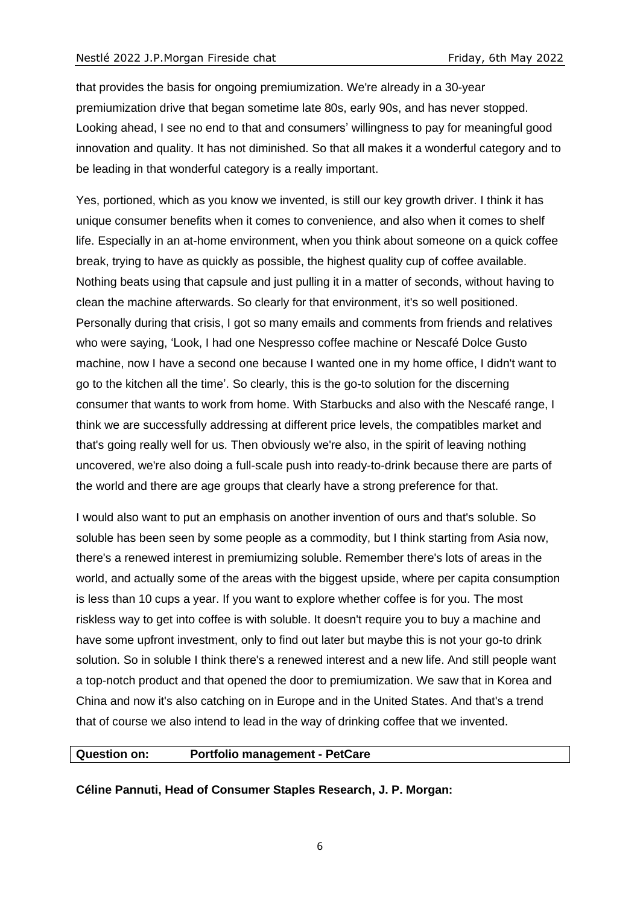that provides the basis for ongoing premiumization. We're already in a 30-year premiumization drive that began sometime late 80s, early 90s, and has never stopped. Looking ahead, I see no end to that and consumers' willingness to pay for meaningful good innovation and quality. It has not diminished. So that all makes it a wonderful category and to be leading in that wonderful category is a really important.

Yes, portioned, which as you know we invented, is still our key growth driver. I think it has unique consumer benefits when it comes to convenience, and also when it comes to shelf life. Especially in an at-home environment, when you think about someone on a quick coffee break, trying to have as quickly as possible, the highest quality cup of coffee available. Nothing beats using that capsule and just pulling it in a matter of seconds, without having to clean the machine afterwards. So clearly for that environment, it's so well positioned. Personally during that crisis, I got so many emails and comments from friends and relatives who were saying, 'Look, I had one Nespresso coffee machine or Nescafé Dolce Gusto machine, now I have a second one because I wanted one in my home office, I didn't want to go to the kitchen all the time'. So clearly, this is the go-to solution for the discerning consumer that wants to work from home. With Starbucks and also with the Nescafé range, I think we are successfully addressing at different price levels, the compatibles market and that's going really well for us. Then obviously we're also, in the spirit of leaving nothing uncovered, we're also doing a full-scale push into ready-to-drink because there are parts of the world and there are age groups that clearly have a strong preference for that.

I would also want to put an emphasis on another invention of ours and that's soluble. So soluble has been seen by some people as a commodity, but I think starting from Asia now, there's a renewed interest in premiumizing soluble. Remember there's lots of areas in the world, and actually some of the areas with the biggest upside, where per capita consumption is less than 10 cups a year. If you want to explore whether coffee is for you. The most riskless way to get into coffee is with soluble. It doesn't require you to buy a machine and have some upfront investment, only to find out later but maybe this is not your go-to drink solution. So in soluble I think there's a renewed interest and a new life. And still people want a top-notch product and that opened the door to premiumization. We saw that in Korea and China and now it's also catching on in Europe and in the United States. And that's a trend that of course we also intend to lead in the way of drinking coffee that we invented.

| **Question on:** | **Portfolio management - PetCare** |
|---|---|

**Céline Pannuti, Head of Consumer Staples Research, J. P. Morgan:**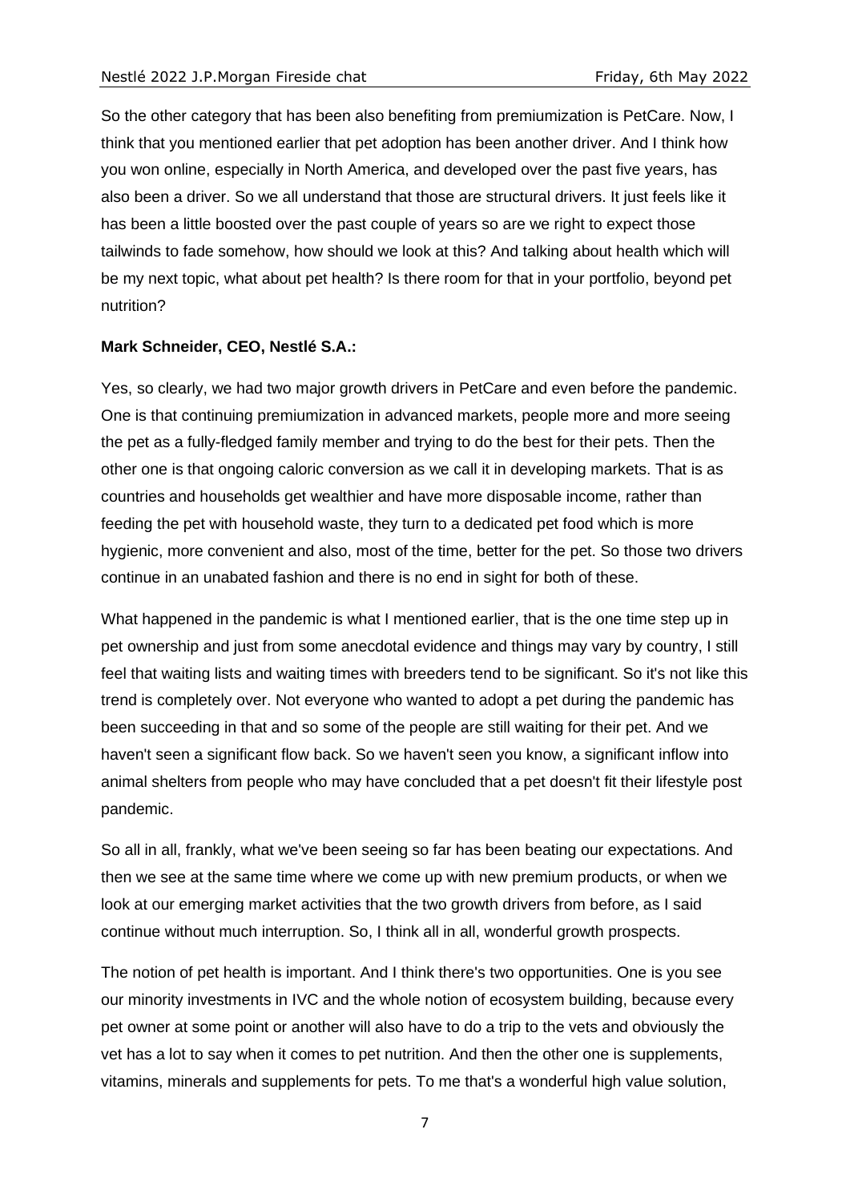So the other category that has been also benefiting from premiumization is PetCare. Now, I think that you mentioned earlier that pet adoption has been another driver. And I think how you won online, especially in North America, and developed over the past five years, has also been a driver. So we all understand that those are structural drivers. It just feels like it has been a little boosted over the past couple of years so are we right to expect those tailwinds to fade somehow, how should we look at this? And talking about health which will be my next topic, what about pet health? Is there room for that in your portfolio, beyond pet nutrition?

**Mark Schneider, CEO, Nestlé S.A.:**

Yes, so clearly, we had two major growth drivers in PetCare and even before the pandemic. One is that continuing premiumization in advanced markets, people more and more seeing the pet as a fully-fledged family member and trying to do the best for their pets. Then the other one is that ongoing caloric conversion as we call it in developing markets. That is as countries and households get wealthier and have more disposable income, rather than feeding the pet with household waste, they turn to a dedicated pet food which is more hygienic, more convenient and also, most of the time, better for the pet. So those two drivers continue in an unabated fashion and there is no end in sight for both of these.

What happened in the pandemic is what I mentioned earlier, that is the one time step up in pet ownership and just from some anecdotal evidence and things may vary by country, I still feel that waiting lists and waiting times with breeders tend to be significant. So it's not like this trend is completely over. Not everyone who wanted to adopt a pet during the pandemic has been succeeding in that and so some of the people are still waiting for their pet. And we haven't seen a significant flow back. So we haven't seen you know, a significant inflow into animal shelters from people who may have concluded that a pet doesn't fit their lifestyle post pandemic.

So all in all, frankly, what we've been seeing so far has been beating our expectations. And then we see at the same time where we come up with new premium products, or when we look at our emerging market activities that the two growth drivers from before, as I said continue without much interruption. So, I think all in all, wonderful growth prospects.

The notion of pet health is important. And I think there's two opportunities. One is you see our minority investments in IVC and the whole notion of ecosystem building, because every pet owner at some point or another will also have to do a trip to the vets and obviously the vet has a lot to say when it comes to pet nutrition. And then the other one is supplements, vitamins, minerals and supplements for pets. To me that's a wonderful high value solution,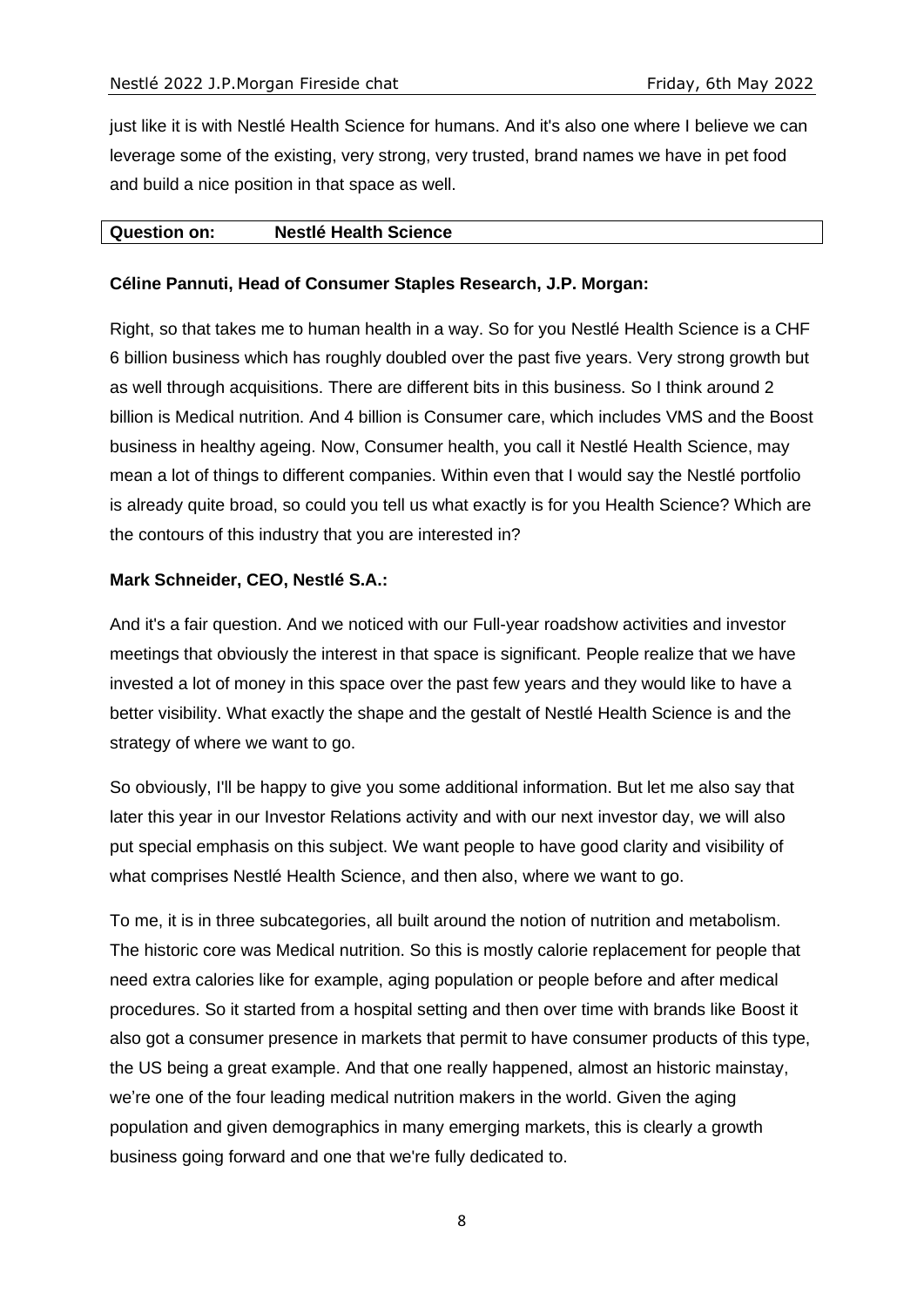just like it is with Nestlé Health Science for humans. And it's also one where I believe we can leverage some of the existing, very strong, very trusted, brand names we have in pet food and build a nice position in that space as well.

| **Question on:** | **Nestlé Health Science** |
|---|---|

**Céline Pannuti, Head of Consumer Staples Research, J.P. Morgan:**

Right, so that takes me to human health in a way. So for you Nestlé Health Science is a CHF 6 billion business which has roughly doubled over the past five years. Very strong growth but as well through acquisitions. There are different bits in this business. So I think around 2 billion is Medical nutrition. And 4 billion is Consumer care, which includes VMS and the Boost business in healthy ageing. Now, Consumer health, you call it Nestlé Health Science, may mean a lot of things to different companies. Within even that I would say the Nestlé portfolio is already quite broad, so could you tell us what exactly is for you Health Science? Which are the contours of this industry that you are interested in?

**Mark Schneider, CEO, Nestlé S.A.:**

And it's a fair question. And we noticed with our Full-year roadshow activities and investor meetings that obviously the interest in that space is significant. People realize that we have invested a lot of money in this space over the past few years and they would like to have a better visibility. What exactly the shape and the gestalt of Nestlé Health Science is and the strategy of where we want to go.

So obviously, I'll be happy to give you some additional information. But let me also say that later this year in our Investor Relations activity and with our next investor day, we will also put special emphasis on this subject. We want people to have good clarity and visibility of what comprises Nestlé Health Science, and then also, where we want to go.

To me, it is in three subcategories, all built around the notion of nutrition and metabolism. The historic core was Medical nutrition. So this is mostly calorie replacement for people that need extra calories like for example, aging population or people before and after medical procedures. So it started from a hospital setting and then over time with brands like Boost it also got a consumer presence in markets that permit to have consumer products of this type, the US being a great example. And that one really happened, almost an historic mainstay, we're one of the four leading medical nutrition makers in the world. Given the aging population and given demographics in many emerging markets, this is clearly a growth business going forward and one that we're fully dedicated to.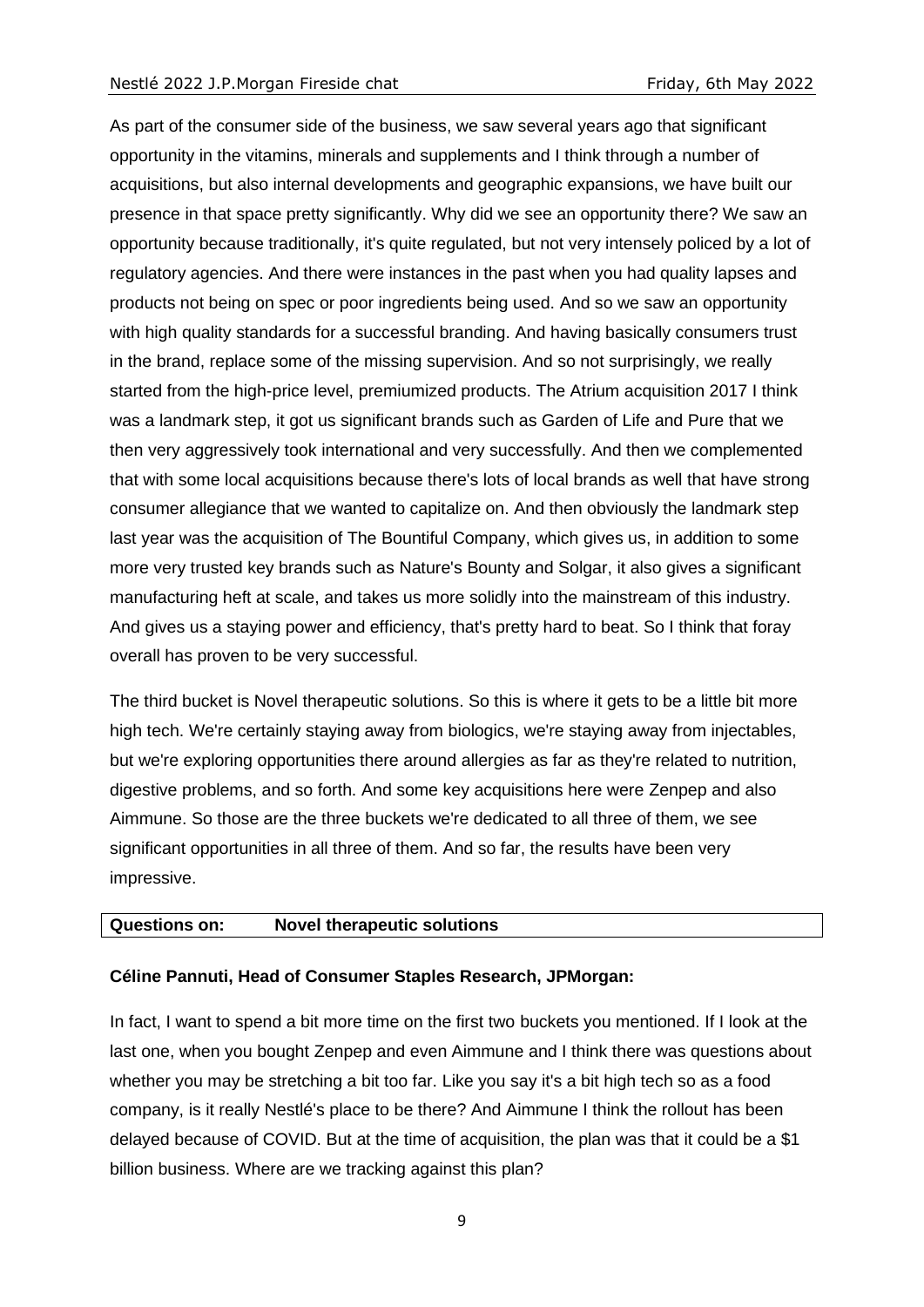As part of the consumer side of the business, we saw several years ago that significant opportunity in the vitamins, minerals and supplements and I think through a number of acquisitions, but also internal developments and geographic expansions, we have built our presence in that space pretty significantly. Why did we see an opportunity there? We saw an opportunity because traditionally, it's quite regulated, but not very intensely policed by a lot of regulatory agencies. And there were instances in the past when you had quality lapses and products not being on spec or poor ingredients being used. And so we saw an opportunity with high quality standards for a successful branding. And having basically consumers trust in the brand, replace some of the missing supervision. And so not surprisingly, we really started from the high-price level, premiumized products. The Atrium acquisition 2017 I think was a landmark step, it got us significant brands such as Garden of Life and Pure that we then very aggressively took international and very successfully. And then we complemented that with some local acquisitions because there's lots of local brands as well that have strong consumer allegiance that we wanted to capitalize on. And then obviously the landmark step last year was the acquisition of The Bountiful Company, which gives us, in addition to some more very trusted key brands such as Nature's Bounty and Solgar, it also gives a significant manufacturing heft at scale, and takes us more solidly into the mainstream of this industry. And gives us a staying power and efficiency, that's pretty hard to beat. So I think that foray overall has proven to be very successful.

The third bucket is Novel therapeutic solutions. So this is where it gets to be a little bit more high tech. We're certainly staying away from biologics, we're staying away from injectables, but we're exploring opportunities there around allergies as far as they're related to nutrition, digestive problems, and so forth. And some key acquisitions here were Zenpep and also Aimmune. So those are the three buckets we're dedicated to all three of them, we see significant opportunities in all three of them. And so far, the results have been very impressive.

| **Questions on:** | **Novel therapeutic solutions** |
|---|---|

**Céline Pannuti, Head of Consumer Staples Research, JPMorgan:**

In fact, I want to spend a bit more time on the first two buckets you mentioned. If I look at the last one, when you bought Zenpep and even Aimmune and I think there was questions about whether you may be stretching a bit too far. Like you say it's a bit high tech so as a food company, is it really Nestlé's place to be there? And Aimmune I think the rollout has been delayed because of COVID. But at the time of acquisition, the plan was that it could be a $1 billion business. Where are we tracking against this plan?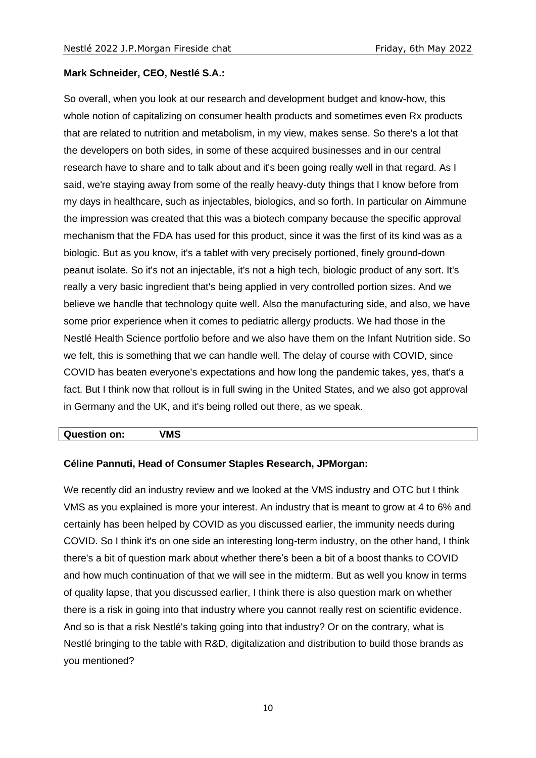**Mark Schneider, CEO, Nestlé S.A.:**

So overall, when you look at our research and development budget and know-how, this whole notion of capitalizing on consumer health products and sometimes even Rx products that are related to nutrition and metabolism, in my view, makes sense. So there's a lot that the developers on both sides, in some of these acquired businesses and in our central research have to share and to talk about and it's been going really well in that regard. As I said, we're staying away from some of the really heavy-duty things that I know before from my days in healthcare, such as injectables, biologics, and so forth. In particular on Aimmune the impression was created that this was a biotech company because the specific approval mechanism that the FDA has used for this product, since it was the first of its kind was as a biologic. But as you know, it's a tablet with very precisely portioned, finely ground-down peanut isolate. So it's not an injectable, it's not a high tech, biologic product of any sort. It's really a very basic ingredient that's being applied in very controlled portion sizes. And we believe we handle that technology quite well. Also the manufacturing side, and also, we have some prior experience when it comes to pediatric allergy products. We had those in the Nestlé Health Science portfolio before and we also have them on the Infant Nutrition side. So we felt, this is something that we can handle well. The delay of course with COVID, since COVID has beaten everyone's expectations and how long the pandemic takes, yes, that's a fact. But I think now that rollout is in full swing in the United States, and we also got approval in Germany and the UK, and it's being rolled out there, as we speak.

| **Question on:** | **VMS** |
|---|---|

**Céline Pannuti, Head of Consumer Staples Research, JPMorgan:**

We recently did an industry review and we looked at the VMS industry and OTC but I think VMS as you explained is more your interest. An industry that is meant to grow at 4 to 6% and certainly has been helped by COVID as you discussed earlier, the immunity needs during COVID. So I think it's on one side an interesting long-term industry, on the other hand, I think there's a bit of question mark about whether there's been a bit of a boost thanks to COVID and how much continuation of that we will see in the midterm. But as well you know in terms of quality lapse, that you discussed earlier, I think there is also question mark on whether there is a risk in going into that industry where you cannot really rest on scientific evidence. And so is that a risk Nestlé's taking going into that industry? Or on the contrary, what is Nestlé bringing to the table with R&D, digitalization and distribution to build those brands as you mentioned?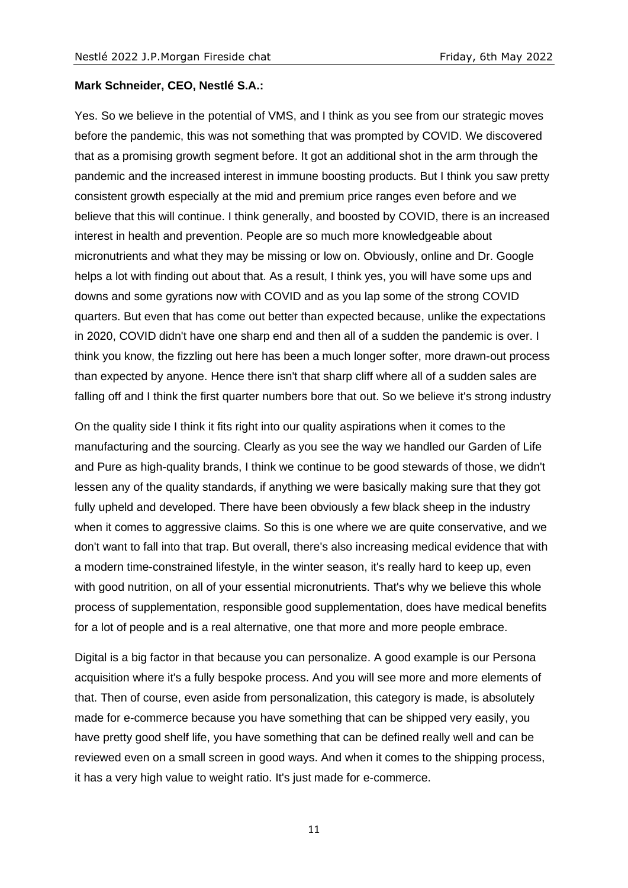**Mark Schneider, CEO, Nestlé S.A.:**

Yes. So we believe in the potential of VMS, and I think as you see from our strategic moves before the pandemic, this was not something that was prompted by COVID. We discovered that as a promising growth segment before. It got an additional shot in the arm through the pandemic and the increased interest in immune boosting products. But I think you saw pretty consistent growth especially at the mid and premium price ranges even before and we believe that this will continue. I think generally, and boosted by COVID, there is an increased interest in health and prevention. People are so much more knowledgeable about micronutrients and what they may be missing or low on. Obviously, online and Dr. Google helps a lot with finding out about that. As a result, I think yes, you will have some ups and downs and some gyrations now with COVID and as you lap some of the strong COVID quarters. But even that has come out better than expected because, unlike the expectations in 2020, COVID didn't have one sharp end and then all of a sudden the pandemic is over. I think you know, the fizzling out here has been a much longer softer, more drawn-out process than expected by anyone. Hence there isn't that sharp cliff where all of a sudden sales are falling off and I think the first quarter numbers bore that out. So we believe it's strong industry

On the quality side I think it fits right into our quality aspirations when it comes to the manufacturing and the sourcing. Clearly as you see the way we handled our Garden of Life and Pure as high-quality brands, I think we continue to be good stewards of those, we didn't lessen any of the quality standards, if anything we were basically making sure that they got fully upheld and developed. There have been obviously a few black sheep in the industry when it comes to aggressive claims. So this is one where we are quite conservative, and we don't want to fall into that trap. But overall, there's also increasing medical evidence that with a modern time-constrained lifestyle, in the winter season, it's really hard to keep up, even with good nutrition, on all of your essential micronutrients. That's why we believe this whole process of supplementation, responsible good supplementation, does have medical benefits for a lot of people and is a real alternative, one that more and more people embrace.

Digital is a big factor in that because you can personalize. A good example is our Persona acquisition where it's a fully bespoke process. And you will see more and more elements of that. Then of course, even aside from personalization, this category is made, is absolutely made for e-commerce because you have something that can be shipped very easily, you have pretty good shelf life, you have something that can be defined really well and can be reviewed even on a small screen in good ways. And when it comes to the shipping process, it has a very high value to weight ratio. It's just made for e-commerce.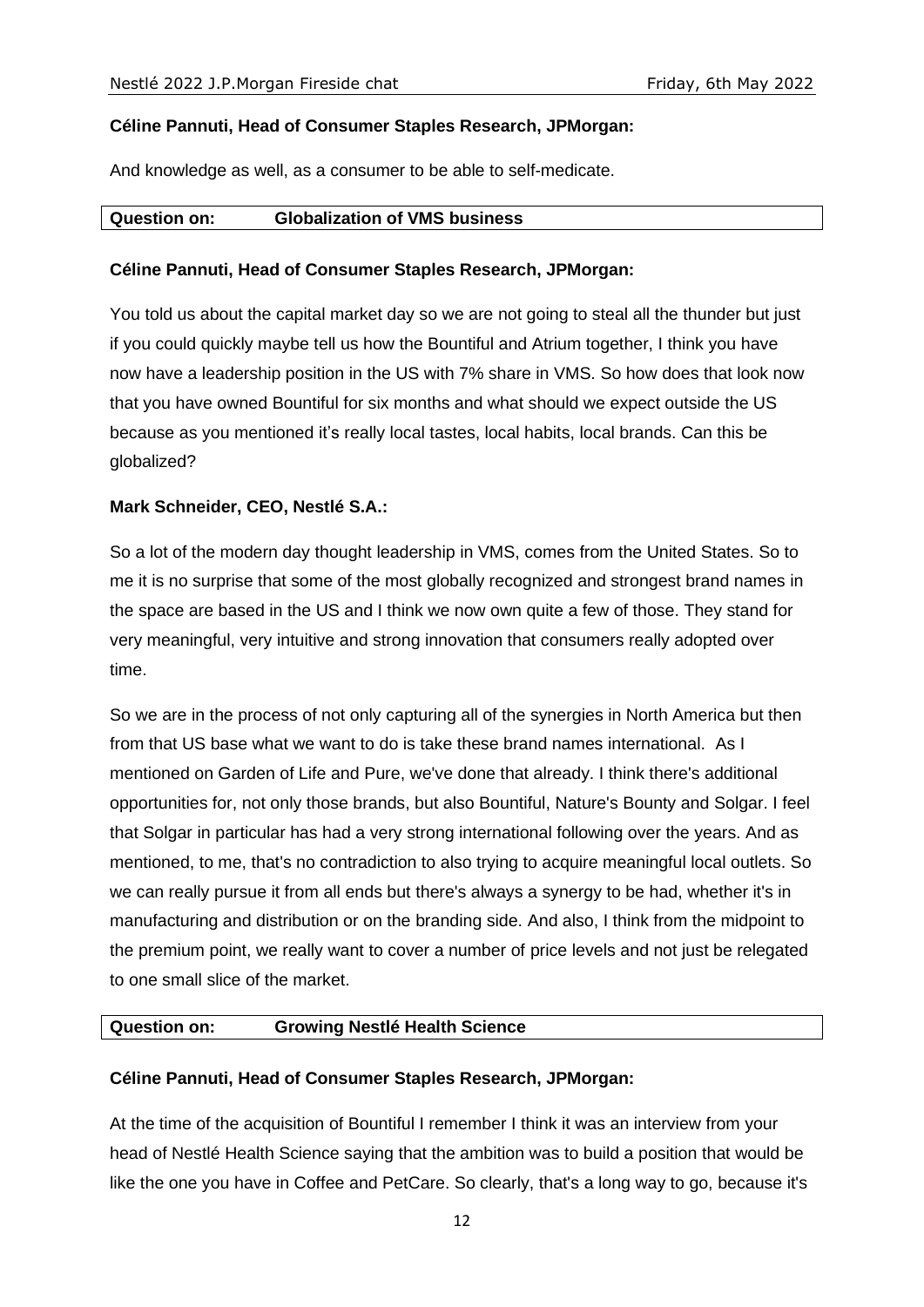**Céline Pannuti, Head of Consumer Staples Research, JPMorgan:**

And knowledge as well, as a consumer to be able to self-medicate.

| **Question on:** | **Globalization of VMS business** |
|---|---|

**Céline Pannuti, Head of Consumer Staples Research, JPMorgan:**

You told us about the capital market day so we are not going to steal all the thunder but just if you could quickly maybe tell us how the Bountiful and Atrium together, I think you have now have a leadership position in the US with 7% share in VMS. So how does that look now that you have owned Bountiful for six months and what should we expect outside the US because as you mentioned it's really local tastes, local habits, local brands. Can this be globalized?

**Mark Schneider, CEO, Nestlé S.A.:**

So a lot of the modern day thought leadership in VMS, comes from the United States. So to me it is no surprise that some of the most globally recognized and strongest brand names in the space are based in the US and I think we now own quite a few of those. They stand for very meaningful, very intuitive and strong innovation that consumers really adopted over time.

So we are in the process of not only capturing all of the synergies in North America but then from that US base what we want to do is take these brand names international. As I mentioned on Garden of Life and Pure, we've done that already. I think there's additional opportunities for, not only those brands, but also Bountiful, Nature's Bounty and Solgar. I feel that Solgar in particular has had a very strong international following over the years. And as mentioned, to me, that's no contradiction to also trying to acquire meaningful local outlets. So we can really pursue it from all ends but there's always a synergy to be had, whether it's in manufacturing and distribution or on the branding side. And also, I think from the midpoint to the premium point, we really want to cover a number of price levels and not just be relegated to one small slice of the market.

| **Question on:** | **Growing Nestlé Health Science** |
|---|---|

**Céline Pannuti, Head of Consumer Staples Research, JPMorgan:**

At the time of the acquisition of Bountiful I remember I think it was an interview from your head of Nestlé Health Science saying that the ambition was to build a position that would be like the one you have in Coffee and PetCare. So clearly, that's a long way to go, because it's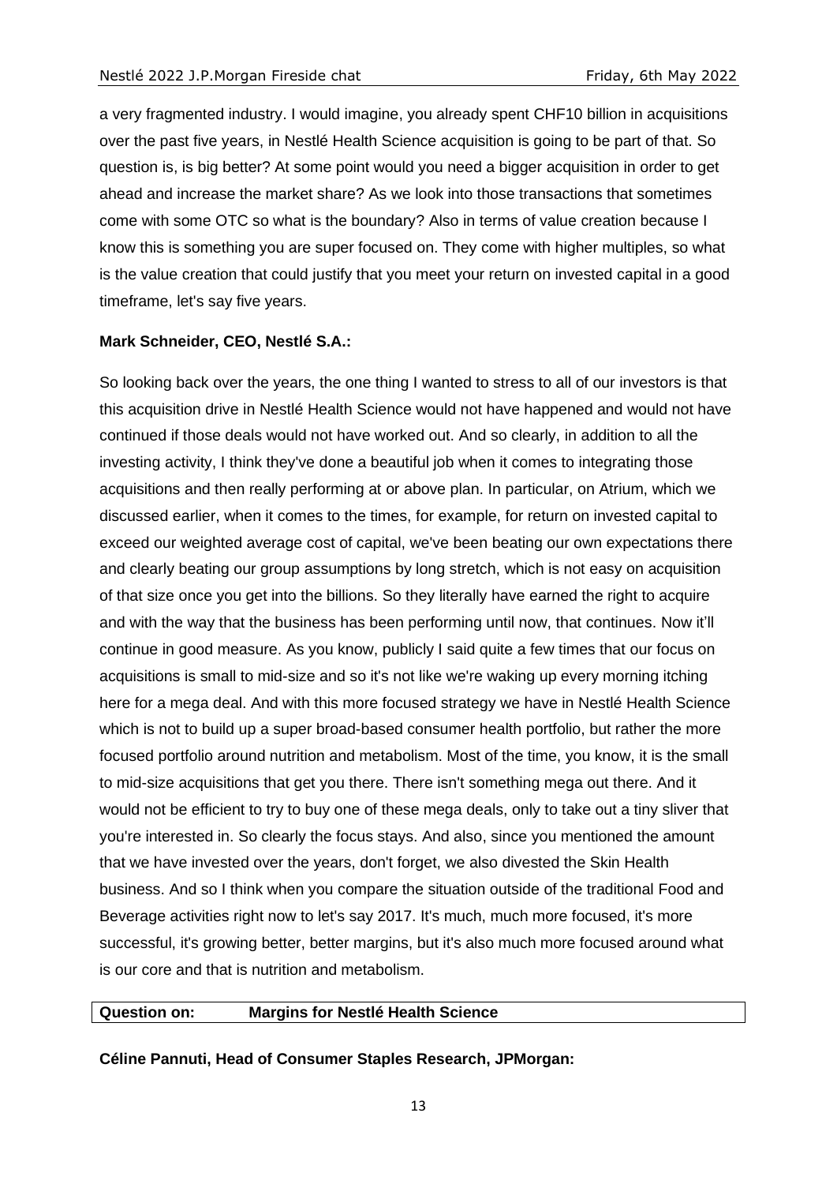a very fragmented industry. I would imagine, you already spent CHF10 billion in acquisitions over the past five years, in Nestlé Health Science acquisition is going to be part of that. So question is, is big better? At some point would you need a bigger acquisition in order to get ahead and increase the market share? As we look into those transactions that sometimes come with some OTC so what is the boundary? Also in terms of value creation because I know this is something you are super focused on. They come with higher multiples, so what is the value creation that could justify that you meet your return on invested capital in a good timeframe, let's say five years.

**Mark Schneider, CEO, Nestlé S.A.:**

So looking back over the years, the one thing I wanted to stress to all of our investors is that this acquisition drive in Nestlé Health Science would not have happened and would not have continued if those deals would not have worked out. And so clearly, in addition to all the investing activity, I think they've done a beautiful job when it comes to integrating those acquisitions and then really performing at or above plan. In particular, on Atrium, which we discussed earlier, when it comes to the times, for example, for return on invested capital to exceed our weighted average cost of capital, we've been beating our own expectations there and clearly beating our group assumptions by long stretch, which is not easy on acquisition of that size once you get into the billions. So they literally have earned the right to acquire and with the way that the business has been performing until now, that continues. Now it'll continue in good measure. As you know, publicly I said quite a few times that our focus on acquisitions is small to mid-size and so it's not like we're waking up every morning itching here for a mega deal. And with this more focused strategy we have in Nestlé Health Science which is not to build up a super broad-based consumer health portfolio, but rather the more focused portfolio around nutrition and metabolism. Most of the time, you know, it is the small to mid-size acquisitions that get you there. There isn't something mega out there. And it would not be efficient to try to buy one of these mega deals, only to take out a tiny sliver that you're interested in. So clearly the focus stays. And also, since you mentioned the amount that we have invested over the years, don't forget, we also divested the Skin Health business. And so I think when you compare the situation outside of the traditional Food and Beverage activities right now to let's say 2017. It's much, much more focused, it's more successful, it's growing better, better margins, but it's also much more focused around what is our core and that is nutrition and metabolism.

| **Question on:** | **Margins for Nestlé Health Science** |
|---|---|

**Céline Pannuti, Head of Consumer Staples Research, JPMorgan:**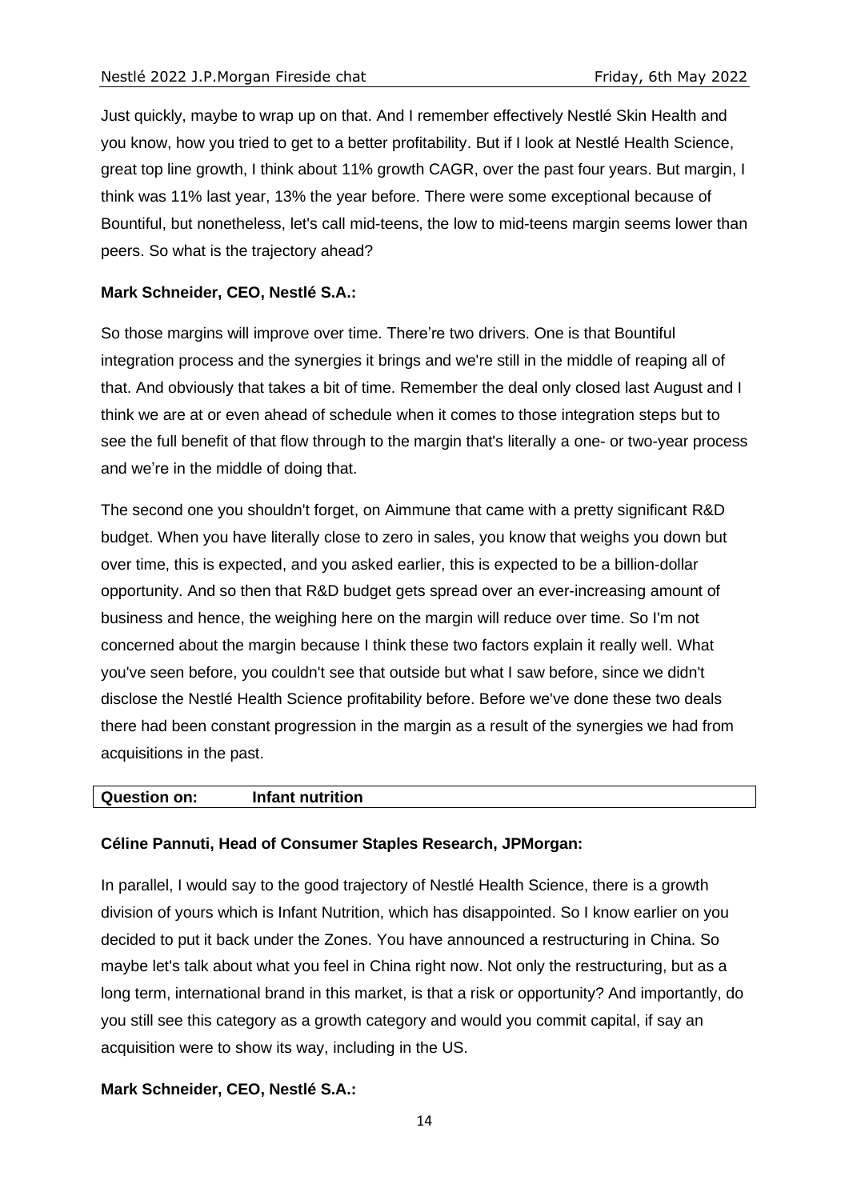Just quickly, maybe to wrap up on that. And I remember effectively Nestlé Skin Health and you know, how you tried to get to a better profitability. But if I look at Nestlé Health Science, great top line growth, I think about 11% growth CAGR, over the past four years. But margin, I think was 11% last year, 13% the year before. There were some exceptional because of Bountiful, but nonetheless, let's call mid-teens, the low to mid-teens margin seems lower than peers. So what is the trajectory ahead?

**Mark Schneider, CEO, Nestlé S.A.:**

So those margins will improve over time. There're two drivers. One is that Bountiful integration process and the synergies it brings and we're still in the middle of reaping all of that. And obviously that takes a bit of time. Remember the deal only closed last August and I think we are at or even ahead of schedule when it comes to those integration steps but to see the full benefit of that flow through to the margin that's literally a one- or two-year process and we're in the middle of doing that.

The second one you shouldn't forget, on Aimmune that came with a pretty significant R&D budget. When you have literally close to zero in sales, you know that weighs you down but over time, this is expected, and you asked earlier, this is expected to be a billion-dollar opportunity. And so then that R&D budget gets spread over an ever-increasing amount of business and hence, the weighing here on the margin will reduce over time. So I'm not concerned about the margin because I think these two factors explain it really well. What you've seen before, you couldn't see that outside but what I saw before, since we didn't disclose the Nestlé Health Science profitability before. Before we've done these two deals there had been constant progression in the margin as a result of the synergies we had from acquisitions in the past.

| **Question on:** | **Infant nutrition** |
|---|---|

**Céline Pannuti, Head of Consumer Staples Research, JPMorgan:**

In parallel, I would say to the good trajectory of Nestlé Health Science, there is a growth division of yours which is Infant Nutrition, which has disappointed. So I know earlier on you decided to put it back under the Zones. You have announced a restructuring in China. So maybe let's talk about what you feel in China right now. Not only the restructuring, but as a long term, international brand in this market, is that a risk or opportunity? And importantly, do you still see this category as a growth category and would you commit capital, if say an acquisition were to show its way, including in the US.

**Mark Schneider, CEO, Nestlé S.A.:**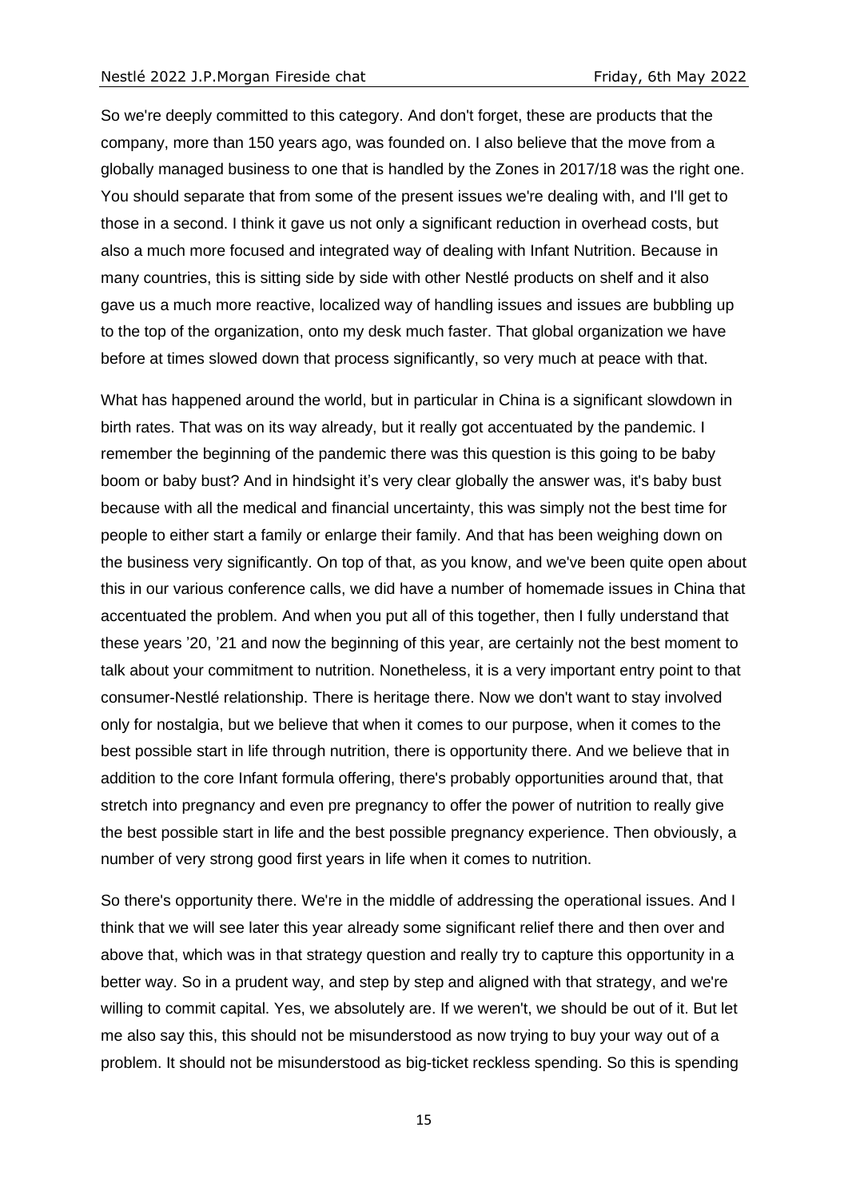So we're deeply committed to this category. And don't forget, these are products that the company, more than 150 years ago, was founded on. I also believe that the move from a globally managed business to one that is handled by the Zones in 2017/18 was the right one. You should separate that from some of the present issues we're dealing with, and I'll get to those in a second. I think it gave us not only a significant reduction in overhead costs, but also a much more focused and integrated way of dealing with Infant Nutrition. Because in many countries, this is sitting side by side with other Nestlé products on shelf and it also gave us a much more reactive, localized way of handling issues and issues are bubbling up to the top of the organization, onto my desk much faster. That global organization we have before at times slowed down that process significantly, so very much at peace with that.

What has happened around the world, but in particular in China is a significant slowdown in birth rates. That was on its way already, but it really got accentuated by the pandemic. I remember the beginning of the pandemic there was this question is this going to be baby boom or baby bust? And in hindsight it's very clear globally the answer was, it's baby bust because with all the medical and financial uncertainty, this was simply not the best time for people to either start a family or enlarge their family. And that has been weighing down on the business very significantly. On top of that, as you know, and we've been quite open about this in our various conference calls, we did have a number of homemade issues in China that accentuated the problem. And when you put all of this together, then I fully understand that these years '20, '21 and now the beginning of this year, are certainly not the best moment to talk about your commitment to nutrition. Nonetheless, it is a very important entry point to that consumer-Nestlé relationship. There is heritage there. Now we don't want to stay involved only for nostalgia, but we believe that when it comes to our purpose, when it comes to the best possible start in life through nutrition, there is opportunity there. And we believe that in addition to the core Infant formula offering, there's probably opportunities around that, that stretch into pregnancy and even pre pregnancy to offer the power of nutrition to really give the best possible start in life and the best possible pregnancy experience. Then obviously, a number of very strong good first years in life when it comes to nutrition.

So there's opportunity there. We're in the middle of addressing the operational issues. And I think that we will see later this year already some significant relief there and then over and above that, which was in that strategy question and really try to capture this opportunity in a better way. So in a prudent way, and step by step and aligned with that strategy, and we're willing to commit capital. Yes, we absolutely are. If we weren't, we should be out of it. But let me also say this, this should not be misunderstood as now trying to buy your way out of a problem. It should not be misunderstood as big-ticket reckless spending. So this is spending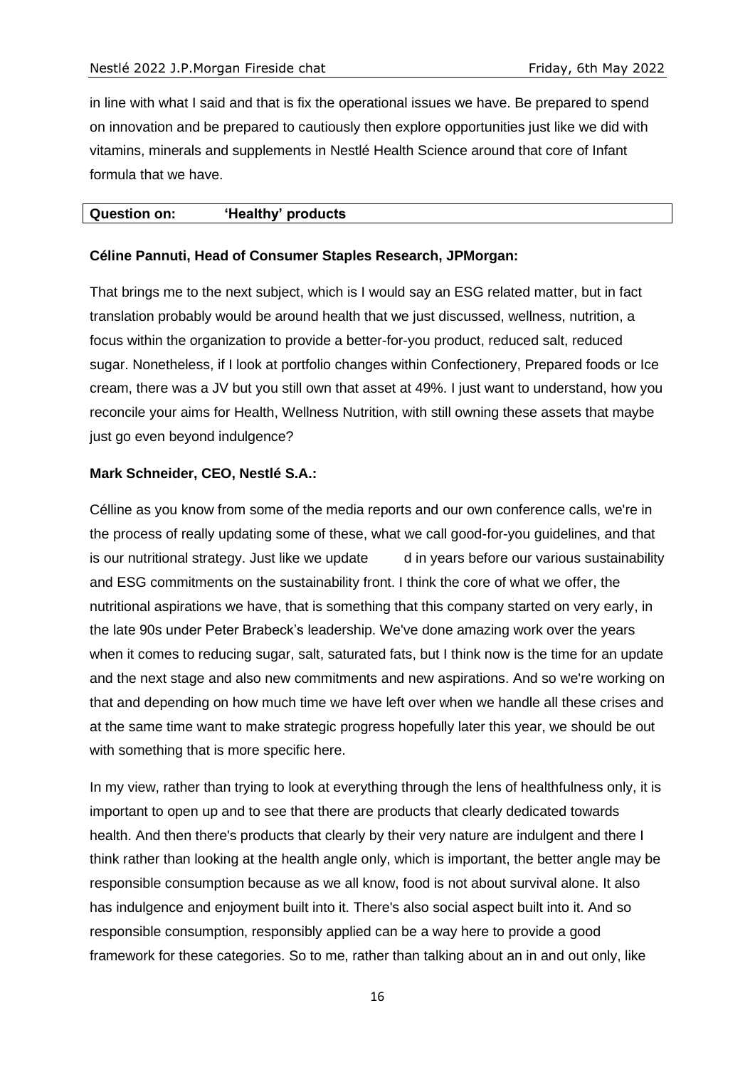in line with what I said and that is fix the operational issues we have. Be prepared to spend on innovation and be prepared to cautiously then explore opportunities just like we did with vitamins, minerals and supplements in Nestlé Health Science around that core of Infant formula that we have.

| **Question on:** | **'Healthy' products** |
|---|---|

**Céline Pannuti, Head of Consumer Staples Research, JPMorgan:**

That brings me to the next subject, which is I would say an ESG related matter, but in fact translation probably would be around health that we just discussed, wellness, nutrition, a focus within the organization to provide a better-for-you product, reduced salt, reduced sugar. Nonetheless, if I look at portfolio changes within Confectionery, Prepared foods or Ice cream, there was a JV but you still own that asset at 49%. I just want to understand, how you reconcile your aims for Health, Wellness Nutrition, with still owning these assets that maybe just go even beyond indulgence?

**Mark Schneider, CEO, Nestlé S.A.:**

Célline as you know from some of the media reports and our own conference calls, we're in the process of really updating some of these, what we call good-for-you guidelines, and that is our nutritional strategy. Just like we update d in years before our various sustainability and ESG commitments on the sustainability front. I think the core of what we offer, the nutritional aspirations we have, that is something that this company started on very early, in the late 90s under Peter Brabeck's leadership. We've done amazing work over the years when it comes to reducing sugar, salt, saturated fats, but I think now is the time for an update and the next stage and also new commitments and new aspirations. And so we're working on that and depending on how much time we have left over when we handle all these crises and at the same time want to make strategic progress hopefully later this year, we should be out with something that is more specific here.

In my view, rather than trying to look at everything through the lens of healthfulness only, it is important to open up and to see that there are products that clearly dedicated towards health. And then there's products that clearly by their very nature are indulgent and there I think rather than looking at the health angle only, which is important, the better angle may be responsible consumption because as we all know, food is not about survival alone. It also has indulgence and enjoyment built into it. There's also social aspect built into it. And so responsible consumption, responsibly applied can be a way here to provide a good framework for these categories. So to me, rather than talking about an in and out only, like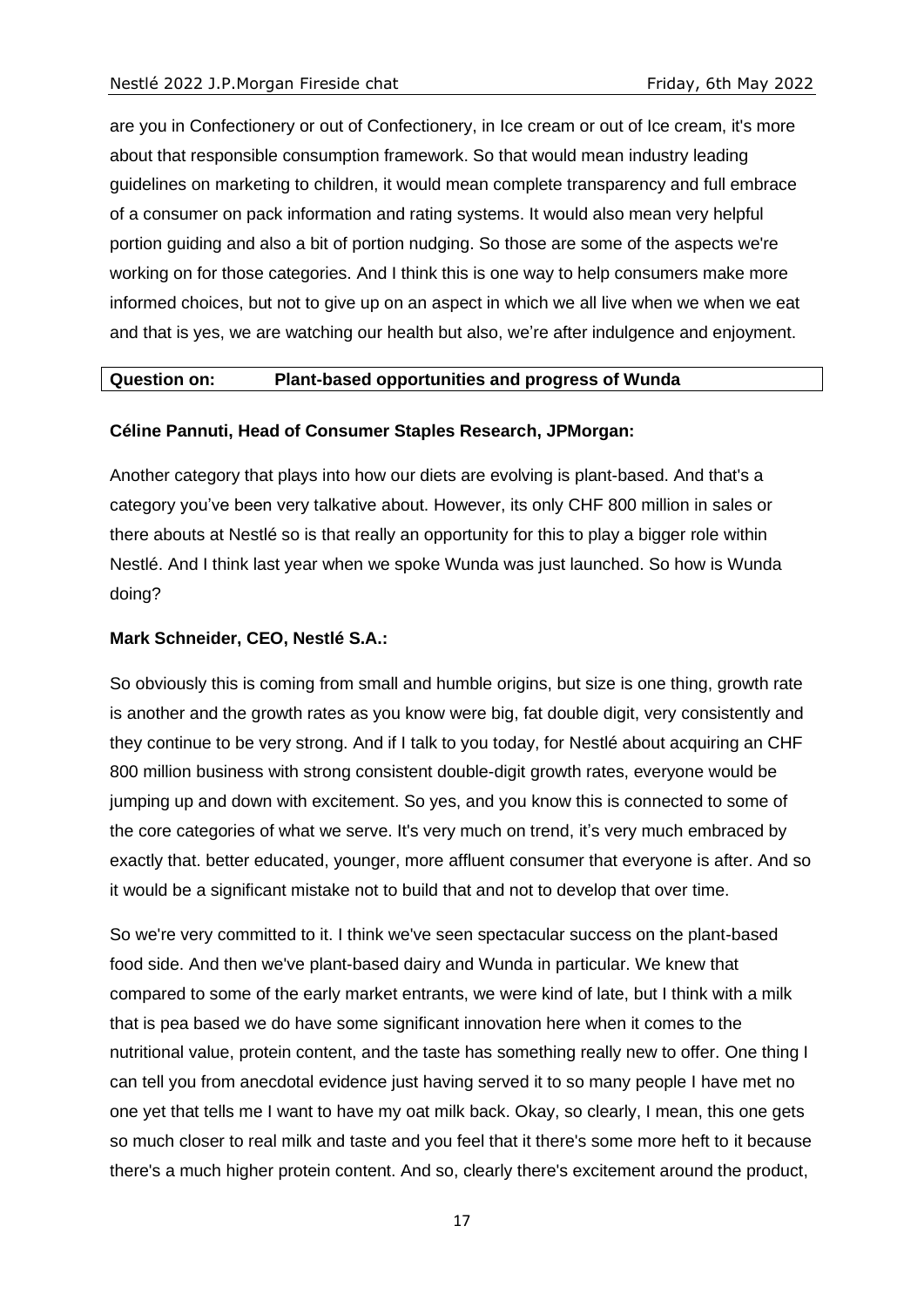are you in Confectionery or out of Confectionery, in Ice cream or out of Ice cream, it's more about that responsible consumption framework. So that would mean industry leading guidelines on marketing to children, it would mean complete transparency and full embrace of a consumer on pack information and rating systems. It would also mean very helpful portion guiding and also a bit of portion nudging. So those are some of the aspects we're working on for those categories. And I think this is one way to help consumers make more informed choices, but not to give up on an aspect in which we all live when we when we eat and that is yes, we are watching our health but also, we're after indulgence and enjoyment.

| **Question on:** | **Plant-based opportunities and progress of Wunda** |
|---|---|

**Céline Pannuti, Head of Consumer Staples Research, JPMorgan:**

Another category that plays into how our diets are evolving is plant-based. And that's a category you've been very talkative about. However, its only CHF 800 million in sales or there abouts at Nestlé so is that really an opportunity for this to play a bigger role within Nestlé. And I think last year when we spoke Wunda was just launched. So how is Wunda doing?

**Mark Schneider, CEO, Nestlé S.A.:**

So obviously this is coming from small and humble origins, but size is one thing, growth rate is another and the growth rates as you know were big, fat double digit, very consistently and they continue to be very strong. And if I talk to you today, for Nestlé about acquiring an CHF 800 million business with strong consistent double-digit growth rates, everyone would be jumping up and down with excitement. So yes, and you know this is connected to some of the core categories of what we serve. It's very much on trend, it's very much embraced by exactly that. better educated, younger, more affluent consumer that everyone is after. And so it would be a significant mistake not to build that and not to develop that over time.

So we're very committed to it. I think we've seen spectacular success on the plant-based food side. And then we've plant-based dairy and Wunda in particular. We knew that compared to some of the early market entrants, we were kind of late, but I think with a milk that is pea based we do have some significant innovation here when it comes to the nutritional value, protein content, and the taste has something really new to offer. One thing I can tell you from anecdotal evidence just having served it to so many people I have met no one yet that tells me I want to have my oat milk back. Okay, so clearly, I mean, this one gets so much closer to real milk and taste and you feel that it there's some more heft to it because there's a much higher protein content. And so, clearly there's excitement around the product,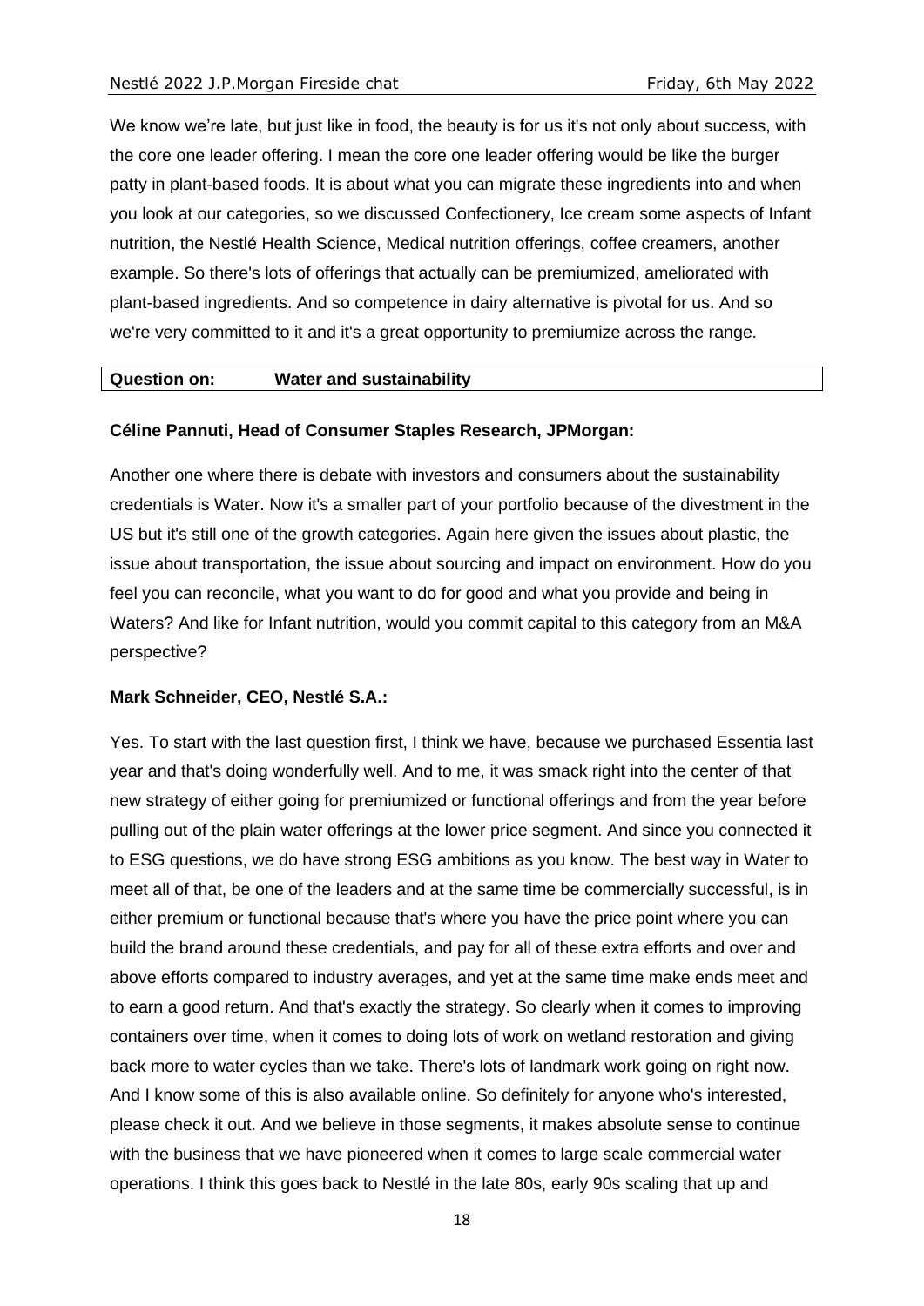We know we're late, but just like in food, the beauty is for us it's not only about success, with the core one leader offering. I mean the core one leader offering would be like the burger patty in plant-based foods. It is about what you can migrate these ingredients into and when you look at our categories, so we discussed Confectionery, Ice cream some aspects of Infant nutrition, the Nestlé Health Science, Medical nutrition offerings, coffee creamers, another example. So there's lots of offerings that actually can be premiumized, ameliorated with plant-based ingredients. And so competence in dairy alternative is pivotal for us. And so we're very committed to it and it's a great opportunity to premiumize across the range.

| **Question on:** | **Water and sustainability** |
|---|---|

**Céline Pannuti, Head of Consumer Staples Research, JPMorgan:**

Another one where there is debate with investors and consumers about the sustainability credentials is Water. Now it's a smaller part of your portfolio because of the divestment in the US but it's still one of the growth categories. Again here given the issues about plastic, the issue about transportation, the issue about sourcing and impact on environment. How do you feel you can reconcile, what you want to do for good and what you provide and being in Waters? And like for Infant nutrition, would you commit capital to this category from an M&A perspective?

**Mark Schneider, CEO, Nestlé S.A.:**

Yes. To start with the last question first, I think we have, because we purchased Essentia last year and that's doing wonderfully well. And to me, it was smack right into the center of that new strategy of either going for premiumized or functional offerings and from the year before pulling out of the plain water offerings at the lower price segment. And since you connected it to ESG questions, we do have strong ESG ambitions as you know. The best way in Water to meet all of that, be one of the leaders and at the same time be commercially successful, is in either premium or functional because that's where you have the price point where you can build the brand around these credentials, and pay for all of these extra efforts and over and above efforts compared to industry averages, and yet at the same time make ends meet and to earn a good return. And that's exactly the strategy. So clearly when it comes to improving containers over time, when it comes to doing lots of work on wetland restoration and giving back more to water cycles than we take. There's lots of landmark work going on right now. And I know some of this is also available online. So definitely for anyone who's interested, please check it out. And we believe in those segments, it makes absolute sense to continue with the business that we have pioneered when it comes to large scale commercial water operations. I think this goes back to Nestlé in the late 80s, early 90s scaling that up and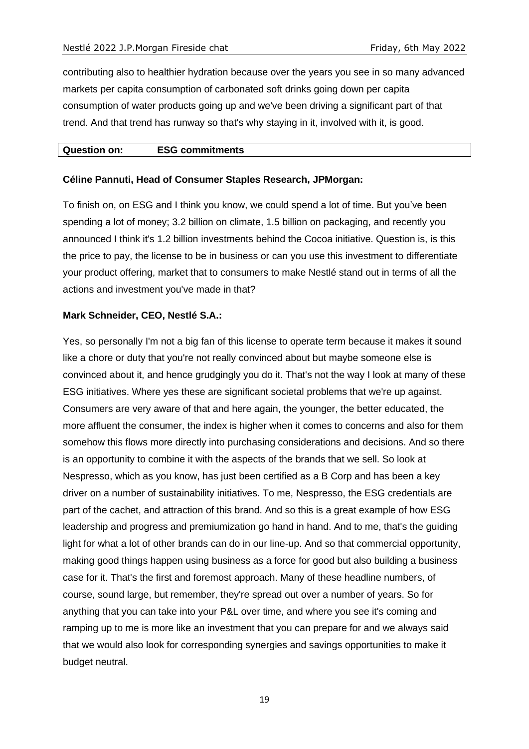contributing also to healthier hydration because over the years you see in so many advanced markets per capita consumption of carbonated soft drinks going down per capita consumption of water products going up and we've been driving a significant part of that trend. And that trend has runway so that's why staying in it, involved with it, is good.

| **Question on:** | **ESG commitments** |
|---|---|

**Céline Pannuti, Head of Consumer Staples Research, JPMorgan:**

To finish on, on ESG and I think you know, we could spend a lot of time. But you've been spending a lot of money; 3.2 billion on climate, 1.5 billion on packaging, and recently you announced I think it's 1.2 billion investments behind the Cocoa initiative. Question is, is this the price to pay, the license to be in business or can you use this investment to differentiate your product offering, market that to consumers to make Nestlé stand out in terms of all the actions and investment you've made in that?

**Mark Schneider, CEO, Nestlé S.A.:**

Yes, so personally I'm not a big fan of this license to operate term because it makes it sound like a chore or duty that you're not really convinced about but maybe someone else is convinced about it, and hence grudgingly you do it. That's not the way I look at many of these ESG initiatives. Where yes these are significant societal problems that we're up against. Consumers are very aware of that and here again, the younger, the better educated, the more affluent the consumer, the index is higher when it comes to concerns and also for them somehow this flows more directly into purchasing considerations and decisions. And so there is an opportunity to combine it with the aspects of the brands that we sell. So look at Nespresso, which as you know, has just been certified as a B Corp and has been a key driver on a number of sustainability initiatives. To me, Nespresso, the ESG credentials are part of the cachet, and attraction of this brand. And so this is a great example of how ESG leadership and progress and premiumization go hand in hand. And to me, that's the guiding light for what a lot of other brands can do in our line-up. And so that commercial opportunity, making good things happen using business as a force for good but also building a business case for it. That's the first and foremost approach. Many of these headline numbers, of course, sound large, but remember, they're spread out over a number of years. So for anything that you can take into your P&L over time, and where you see it's coming and ramping up to me is more like an investment that you can prepare for and we always said that we would also look for corresponding synergies and savings opportunities to make it budget neutral.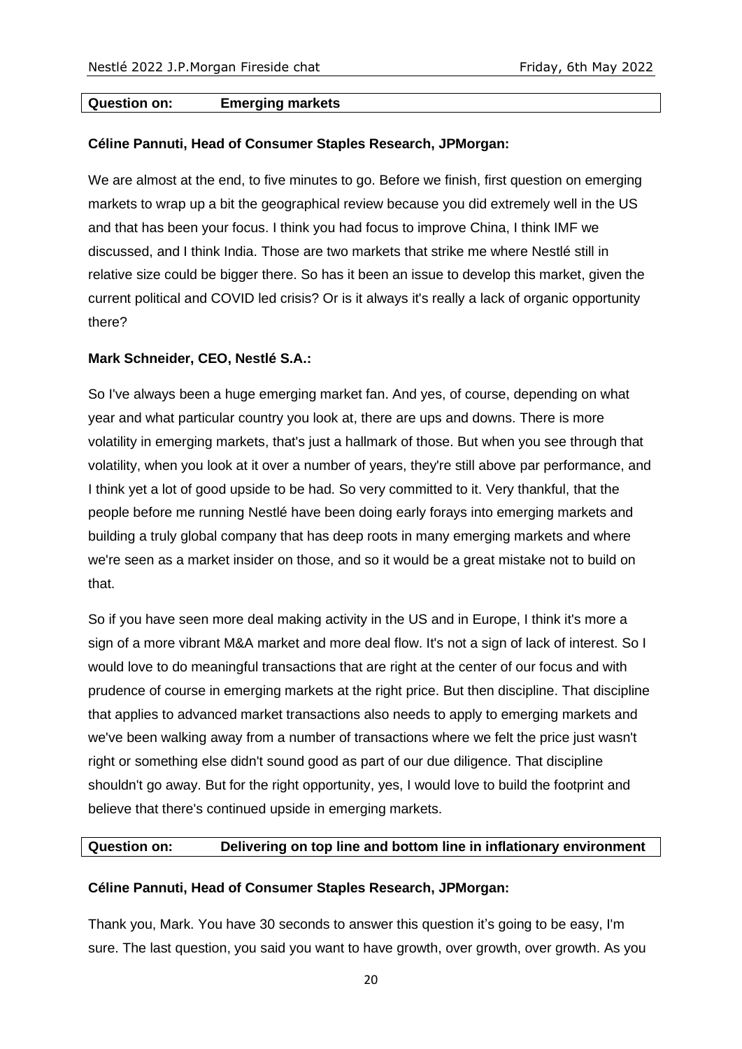| **Question on:** | **Emerging markets** |
|---|---|

**Céline Pannuti, Head of Consumer Staples Research, JPMorgan:**

We are almost at the end, to five minutes to go. Before we finish, first question on emerging markets to wrap up a bit the geographical review because you did extremely well in the US and that has been your focus. I think you had focus to improve China, I think IMF we discussed, and I think India. Those are two markets that strike me where Nestlé still in relative size could be bigger there. So has it been an issue to develop this market, given the current political and COVID led crisis? Or is it always it's really a lack of organic opportunity there?

**Mark Schneider, CEO, Nestlé S.A.:**

So I've always been a huge emerging market fan. And yes, of course, depending on what year and what particular country you look at, there are ups and downs. There is more volatility in emerging markets, that's just a hallmark of those. But when you see through that volatility, when you look at it over a number of years, they're still above par performance, and I think yet a lot of good upside to be had. So very committed to it. Very thankful, that the people before me running Nestlé have been doing early forays into emerging markets and building a truly global company that has deep roots in many emerging markets and where we're seen as a market insider on those, and so it would be a great mistake not to build on that.

So if you have seen more deal making activity in the US and in Europe, I think it's more a sign of a more vibrant M&A market and more deal flow. It's not a sign of lack of interest. So I would love to do meaningful transactions that are right at the center of our focus and with prudence of course in emerging markets at the right price. But then discipline. That discipline that applies to advanced market transactions also needs to apply to emerging markets and we've been walking away from a number of transactions where we felt the price just wasn't right or something else didn't sound good as part of our due diligence. That discipline shouldn't go away. But for the right opportunity, yes, I would love to build the footprint and believe that there's continued upside in emerging markets.

| **Question on:** | **Delivering on top line and bottom line in inflationary environment** |
|---|---|

**Céline Pannuti, Head of Consumer Staples Research, JPMorgan:**

Thank you, Mark. You have 30 seconds to answer this question it's going to be easy, I'm sure. The last question, you said you want to have growth, over growth, over growth. As you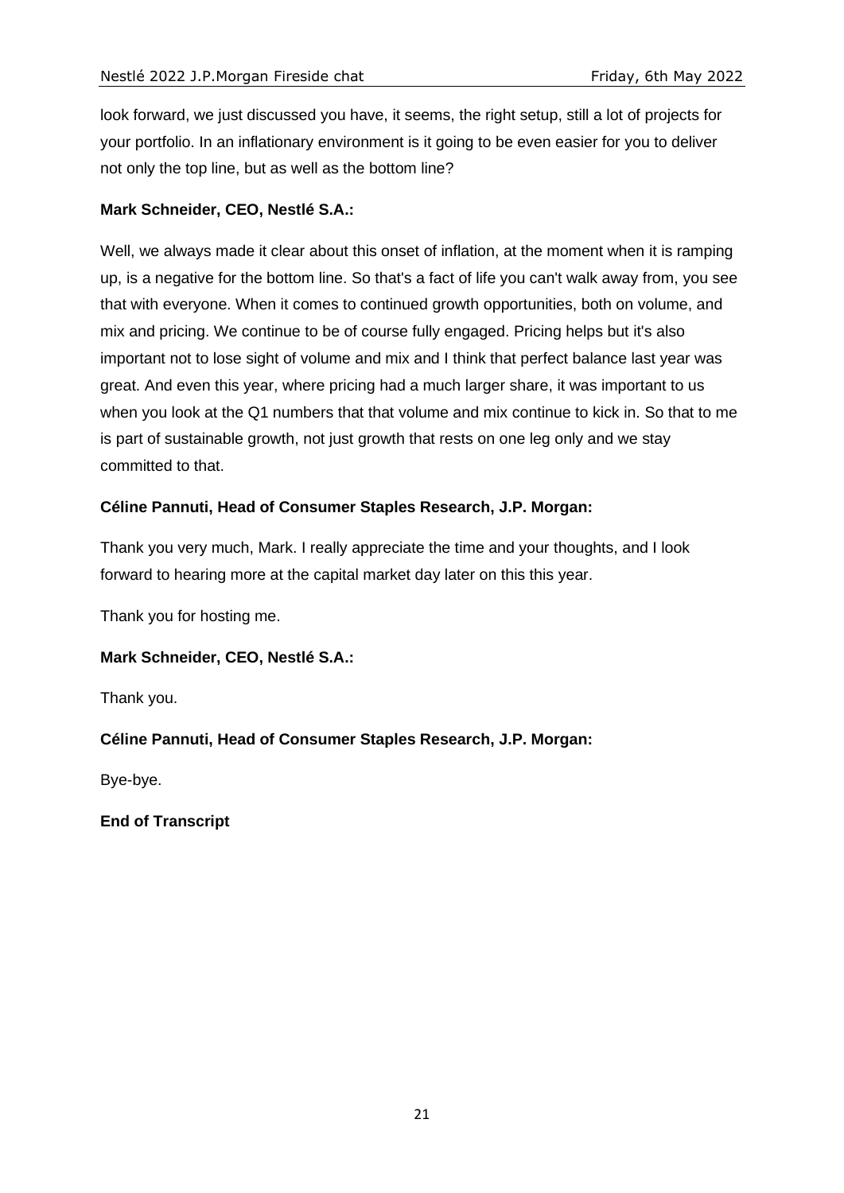look forward, we just discussed you have, it seems, the right setup, still a lot of projects for your portfolio. In an inflationary environment is it going to be even easier for you to deliver not only the top line, but as well as the bottom line?

**Mark Schneider, CEO, Nestlé S.A.:**

Well, we always made it clear about this onset of inflation, at the moment when it is ramping up, is a negative for the bottom line. So that's a fact of life you can't walk away from, you see that with everyone. When it comes to continued growth opportunities, both on volume, and mix and pricing. We continue to be of course fully engaged. Pricing helps but it's also important not to lose sight of volume and mix and I think that perfect balance last year was great. And even this year, where pricing had a much larger share, it was important to us when you look at the Q1 numbers that that volume and mix continue to kick in. So that to me is part of sustainable growth, not just growth that rests on one leg only and we stay committed to that.

**Céline Pannuti, Head of Consumer Staples Research, J.P. Morgan:**

Thank you very much, Mark. I really appreciate the time and your thoughts, and I look forward to hearing more at the capital market day later on this this year.

Thank you for hosting me.

**Mark Schneider, CEO, Nestlé S.A.:**

Thank you.

**Céline Pannuti, Head of Consumer Staples Research, J.P. Morgan:**

Bye-bye.

**End of Transcript**